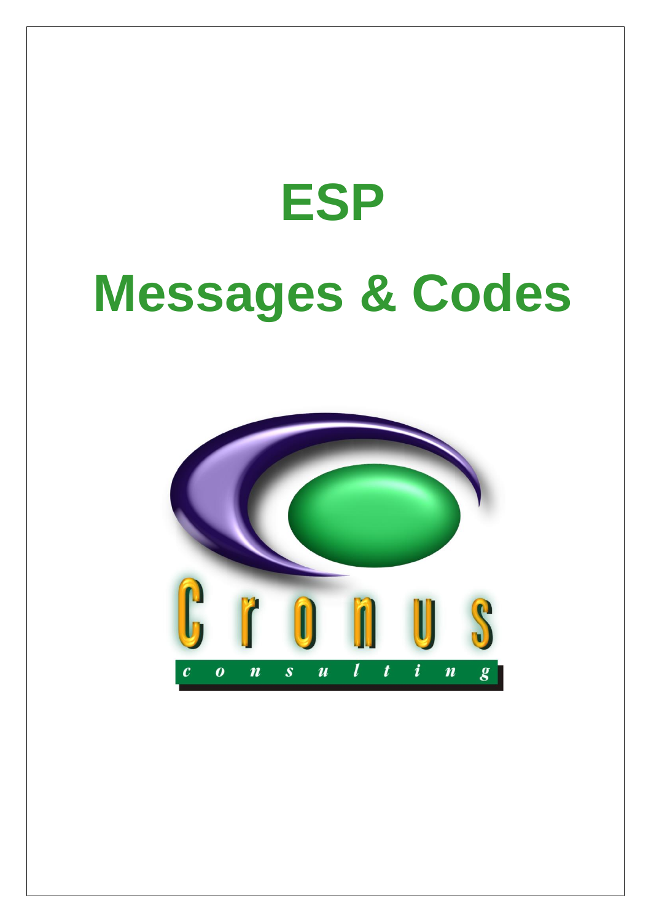# ESP

# Messages & Codes

Cronus

consulting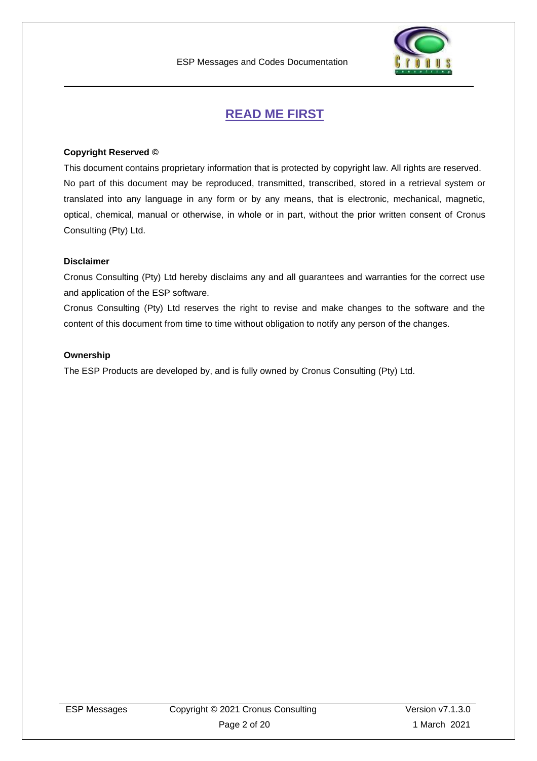# READ ME FIRST

**Copyright Reserved ©**

This document contains proprietary information that is protected by copyright law. All rights are reserved. No part of this document may be reproduced, transmitted, transcribed, stored in a retrieval system or translated into any language in any form or by any means, that is electronic, mechanical, magnetic, optical, chemical, manual or otherwise, in whole or in part, without the prior written consent of Cronus Consulting (Pty) Ltd.

**Disclaimer**

Cronus Consulting (Pty) Ltd hereby disclaims any and all guarantees and warranties for the correct use and application of the ESP software.

Cronus Consulting (Pty) Ltd reserves the right to revise and make changes to the software and the content of this document from time to time without obligation to notify any person of the changes.

**Ownership**

The ESP Products are developed by, and is fully owned by Cronus Consulting (Pty) Ltd.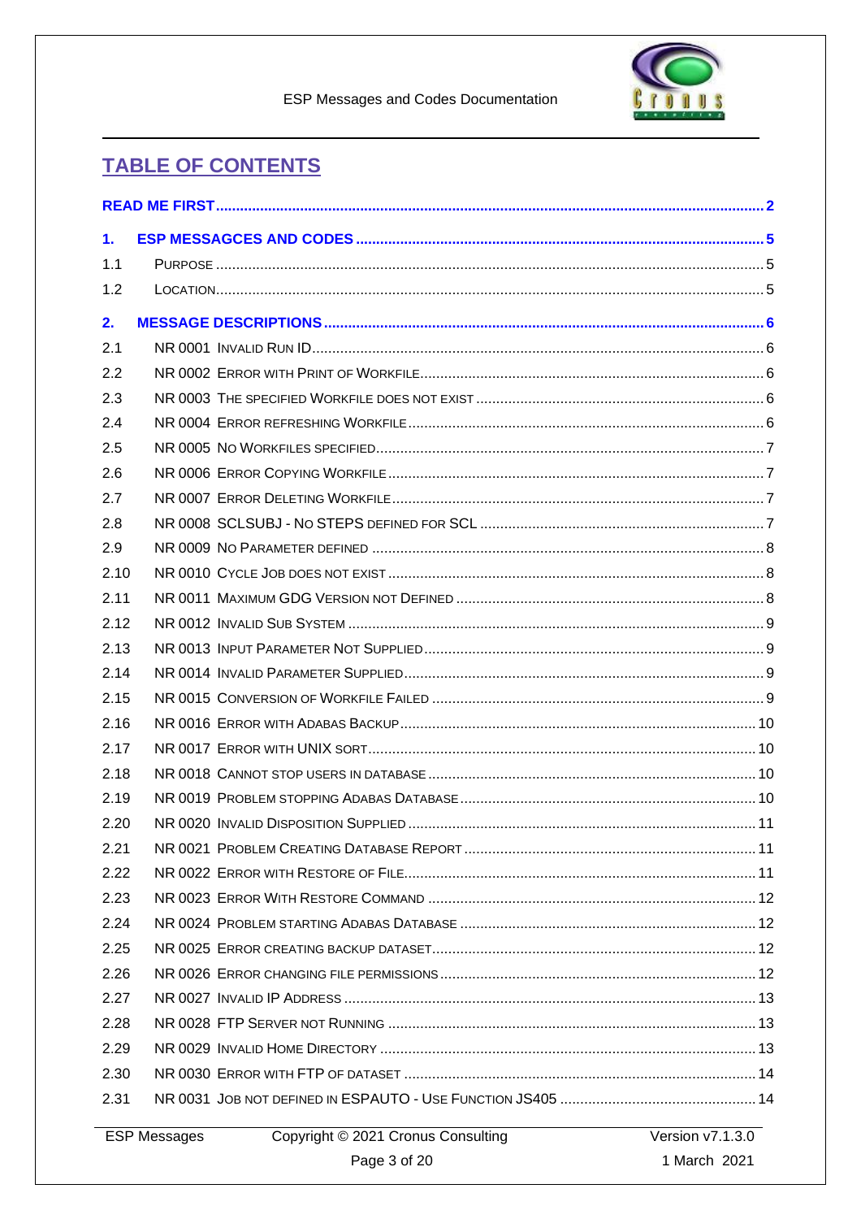## TABLE OF CONTENTS

**READ ME FIRST** .......... 2

**1. ESP MESSAGCES AND CODES** .......... 5

1.1 PURPOSE .......... 5

1.2 LOCATION .......... 5

**2. MESSAGE DESCRIPTIONS** .......... 6

2.1 NR 0001 INVALID RUN ID .......... 6

2.2 NR 0002 ERROR WITH PRINT OF WORKFILE .......... 6

2.3 NR 0003 THE SPECIFIED WORKFILE DOES NOT EXIST .......... 6

2.4 NR 0004 ERROR REFRESHING WORKFILE .......... 6

2.5 NR 0005 NO WORKFILES SPECIFIED .......... 7

2.6 NR 0006 ERROR COPYING WORKFILE .......... 7

2.7 NR 0007 ERROR DELETING WORKFILE .......... 7

2.8 NR 0008 SCLSUBJ - NO STEPS DEFINED FOR SCL .......... 7

2.9 NR 0009 NO PARAMETER DEFINED .......... 8

2.10 NR 0010 CYCLE JOB DOES NOT EXIST .......... 8

2.11 NR 0011 MAXIMUM GDG VERSION NOT DEFINED .......... 8

2.12 NR 0012 INVALID SUB SYSTEM .......... 9

2.13 NR 0013 INPUT PARAMETER NOT SUPPLIED .......... 9

2.14 NR 0014 INVALID PARAMETER SUPPLIED .......... 9

2.15 NR 0015 CONVERSION OF WORKFILE FAILED .......... 9

2.16 NR 0016 ERROR WITH ADABAS BACKUP .......... 10

2.17 NR 0017 ERROR WITH UNIX SORT .......... 10

2.18 NR 0018 CANNOT STOP USERS IN DATABASE .......... 10

2.19 NR 0019 PROBLEM STOPPING ADABAS DATABASE .......... 10

2.20 NR 0020 INVALID DISPOSITION SUPPLIED .......... 11

2.21 NR 0021 PROBLEM CREATING DATABASE REPORT .......... 11

2.22 NR 0022 ERROR WITH RESTORE OF FILE .......... 11

2.23 NR 0023 ERROR WITH RESTORE COMMAND .......... 12

2.24 NR 0024 PROBLEM STARTING ADABAS DATABASE .......... 12

2.25 NR 0025 ERROR CREATING BACKUP DATASET .......... 12

2.26 NR 0026 ERROR CHANGING FILE PERMISSIONS .......... 12

2.27 NR 0027 INVALID IP ADDRESS .......... 13

2.28 NR 0028 FTP SERVER NOT RUNNING .......... 13

2.29 NR 0029 INVALID HOME DIRECTORY .......... 13

2.30 NR 0030 ERROR WITH FTP OF DATASET .......... 14

2.31 NR 0031 JOB NOT DEFINED IN ESPAUTO - USE FUNCTION JS405 .......... 14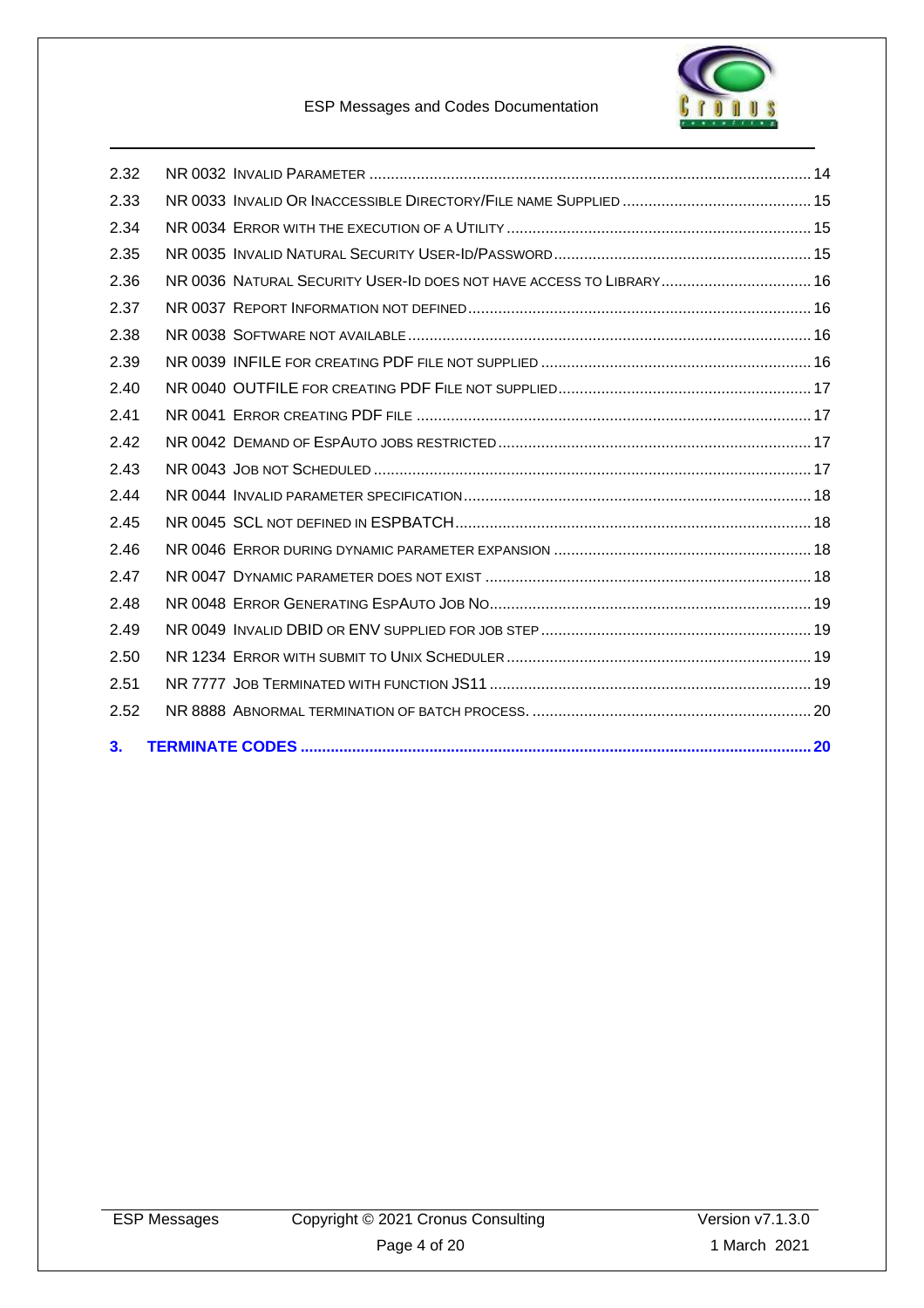| | | |
|---|---|---|
| 2.32 | NR 0032 INVALID PARAMETER | 14 |
| 2.33 | NR 0033 INVALID OR INACCESSIBLE DIRECTORY/FILE NAME SUPPLIED | 15 |
| 2.34 | NR 0034 ERROR WITH THE EXECUTION OF A UTILITY | 15 |
| 2.35 | NR 0035 INVALID NATURAL SECURITY USER-ID/PASSWORD | 15 |
| 2.36 | NR 0036 NATURAL SECURITY USER-ID DOES NOT HAVE ACCESS TO LIBRARY | 16 |
| 2.37 | NR 0037 REPORT INFORMATION NOT DEFINED | 16 |
| 2.38 | NR 0038 SOFTWARE NOT AVAILABLE | 16 |
| 2.39 | NR 0039 INFILE FOR CREATING PDF FILE NOT SUPPLIED | 16 |
| 2.40 | NR 0040 OUTFILE FOR CREATING PDF FILE NOT SUPPLIED | 17 |
| 2.41 | NR 0041 ERROR CREATING PDF FILE | 17 |
| 2.42 | NR 0042 DEMAND OF ESPAUTO JOBS RESTRICTED | 17 |
| 2.43 | NR 0043 JOB NOT SCHEDULED | 17 |
| 2.44 | NR 0044 INVALID PARAMETER SPECIFICATION | 18 |
| 2.45 | NR 0045 SCL NOT DEFINED IN ESPBATCH | 18 |
| 2.46 | NR 0046 ERROR DURING DYNAMIC PARAMETER EXPANSION | 18 |
| 2.47 | NR 0047 DYNAMIC PARAMETER DOES NOT EXIST | 18 |
| 2.48 | NR 0048 ERROR GENERATING ESPAUTO JOB NO | 19 |
| 2.49 | NR 0049 INVALID DBID OR ENV SUPPLIED FOR JOB STEP | 19 |
| 2.50 | NR 1234 ERROR WITH SUBMIT TO UNIX SCHEDULER | 19 |
| 2.51 | NR 7777 JOB TERMINATED WITH FUNCTION JS11 | 19 |
| 2.52 | NR 8888 ABNORMAL TERMINATION OF BATCH PROCESS. | 20 |
| **3.** | **TERMINATE CODES** | **20** |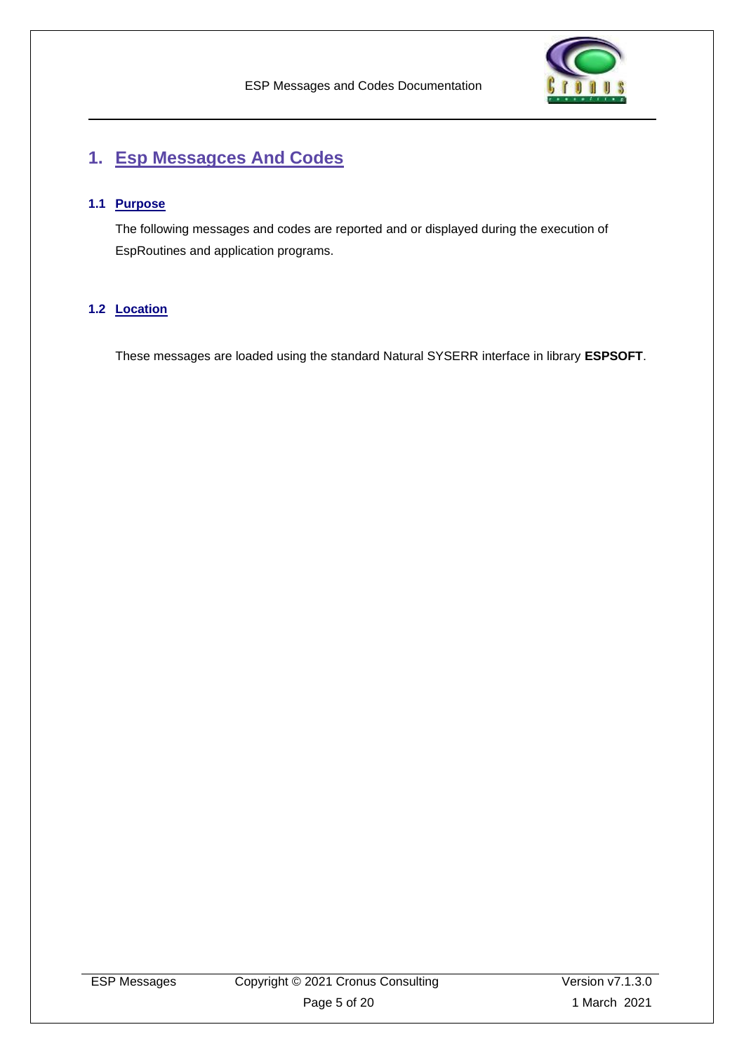# 1. Esp Messagces And Codes

## 1.1 Purpose

The following messages and codes are reported and or displayed during the execution of EspRoutines and application programs.

## 1.2 Location

These messages are loaded using the standard Natural SYSERR interface in library **ESPSOFT**.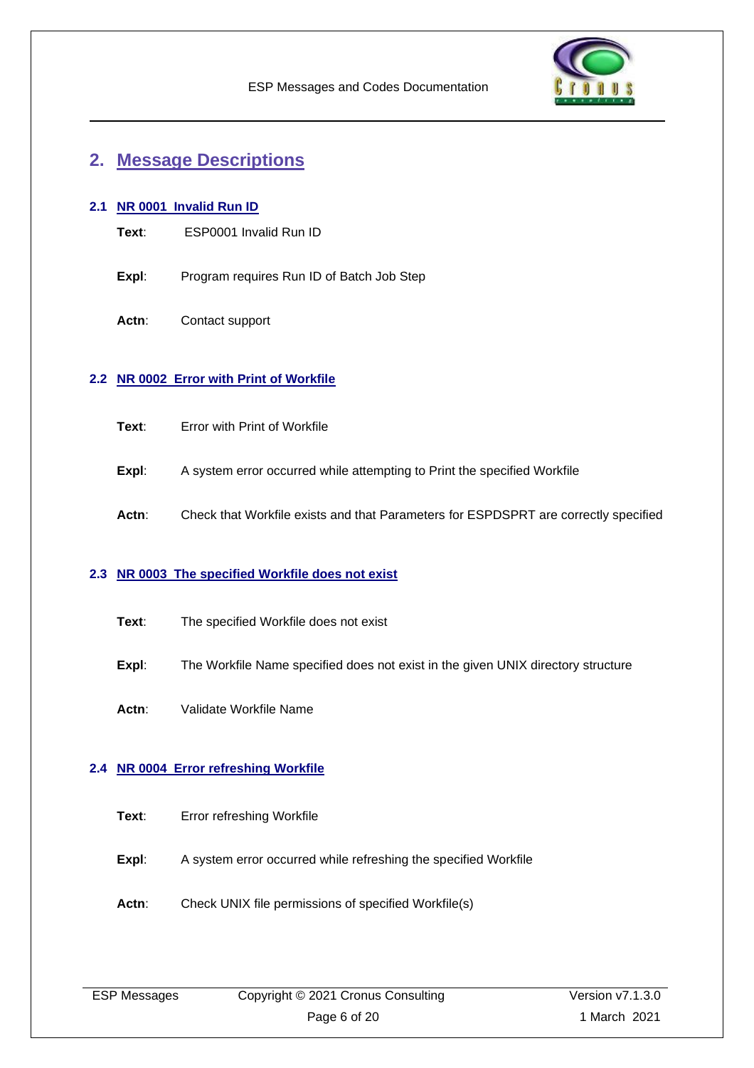## 2. Message Descriptions

### 2.1 NR 0001 Invalid Run ID

**Text**: ESP0001 Invalid Run ID

**Expl**: Program requires Run ID of Batch Job Step

**Actn**: Contact support

### 2.2 NR 0002 Error with Print of Workfile

**Text**: Error with Print of Workfile

**Expl**: A system error occurred while attempting to Print the specified Workfile

**Actn**: Check that Workfile exists and that Parameters for ESPDSPRT are correctly specified

### 2.3 NR 0003 The specified Workfile does not exist

**Text**: The specified Workfile does not exist

**Expl**: The Workfile Name specified does not exist in the given UNIX directory structure

**Actn**: Validate Workfile Name

### 2.4 NR 0004 Error refreshing Workfile

**Text**: Error refreshing Workfile

**Expl**: A system error occurred while refreshing the specified Workfile

**Actn**: Check UNIX file permissions of specified Workfile(s)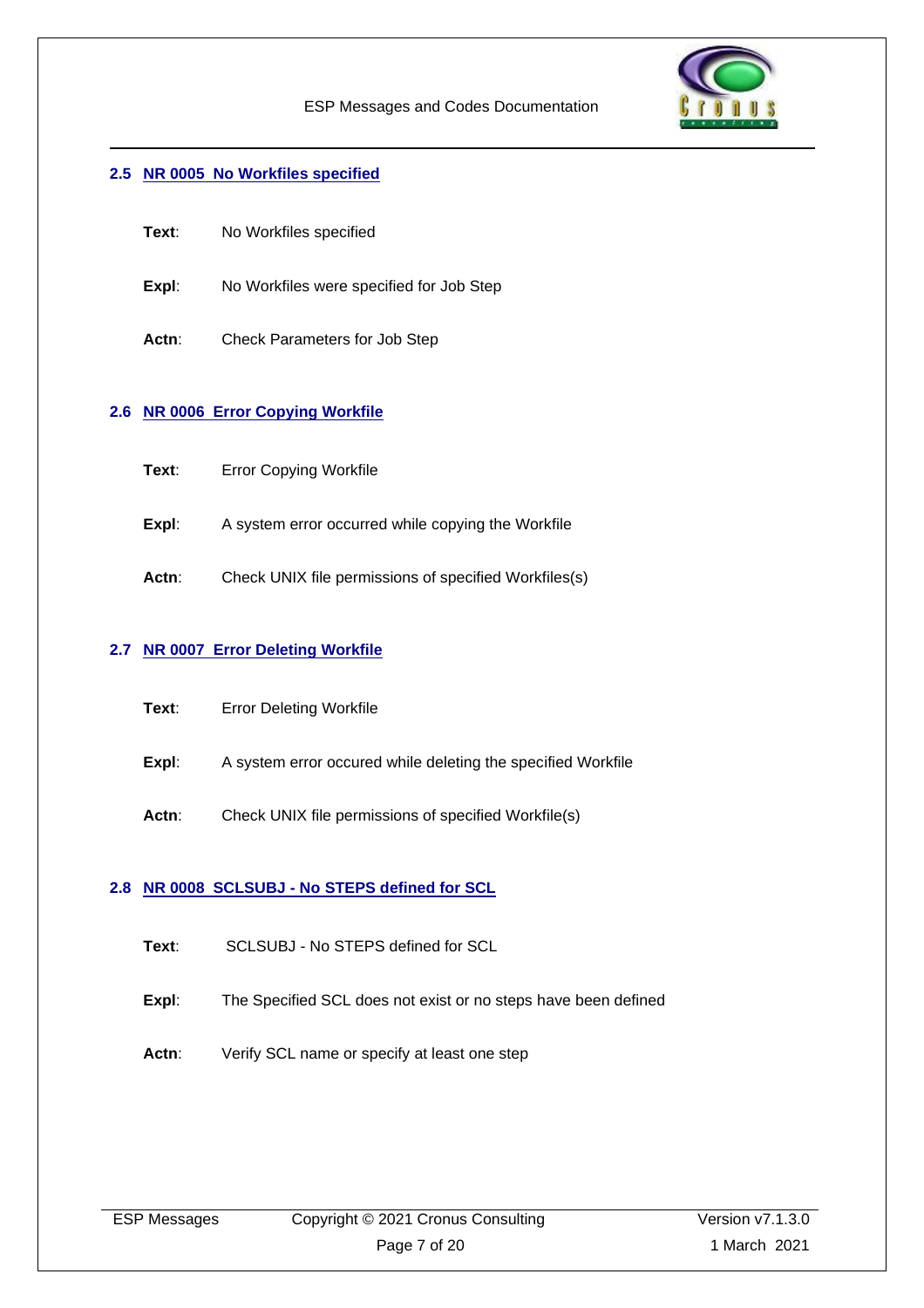## 2.5 NR 0005 No Workfiles specified

**Text**: No Workfiles specified

**Expl**: No Workfiles were specified for Job Step

**Actn**: Check Parameters for Job Step

## 2.6 NR 0006 Error Copying Workfile

**Text**: Error Copying Workfile

**Expl**: A system error occurred while copying the Workfile

**Actn**: Check UNIX file permissions of specified Workfiles(s)

## 2.7 NR 0007 Error Deleting Workfile

**Text**: Error Deleting Workfile

**Expl**: A system error occured while deleting the specified Workfile

**Actn**: Check UNIX file permissions of specified Workfile(s)

## 2.8 NR 0008 SCLSUBJ - No STEPS defined for SCL

**Text**: SCLSUBJ - No STEPS defined for SCL

**Expl**: The Specified SCL does not exist or no steps have been defined

**Actn**: Verify SCL name or specify at least one step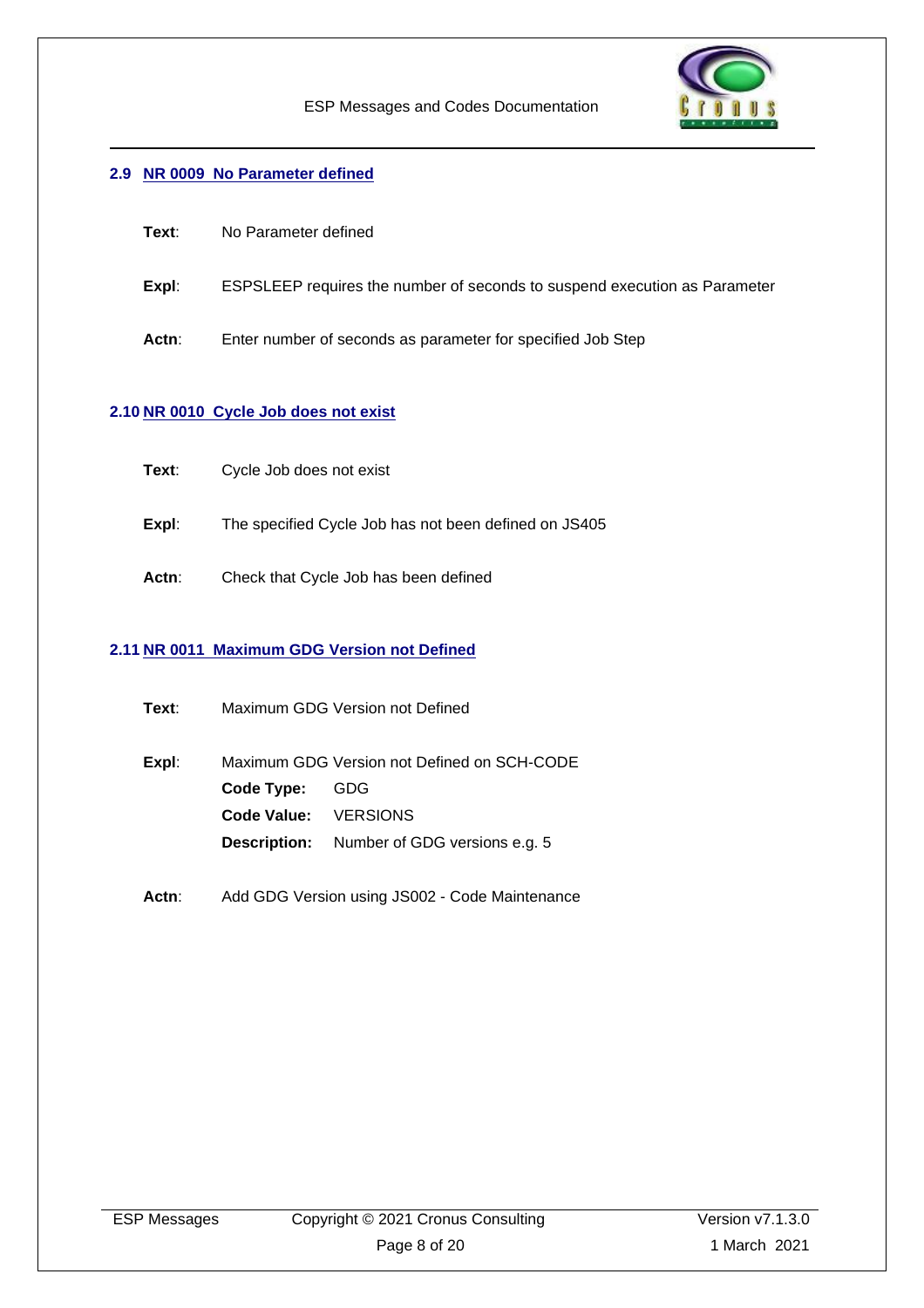## 2.9 NR 0009 No Parameter defined

**Text**: No Parameter defined

**Expl**: ESPSLEEP requires the number of seconds to suspend execution as Parameter

**Actn**: Enter number of seconds as parameter for specified Job Step

## 2.10 NR 0010 Cycle Job does not exist

**Text**: Cycle Job does not exist

**Expl**: The specified Cycle Job has not been defined on JS405

**Actn**: Check that Cycle Job has been defined

## 2.11 NR 0011 Maximum GDG Version not Defined

**Text**: Maximum GDG Version not Defined

**Expl**: Maximum GDG Version not Defined on SCH-CODE

**Code Type:** GDG
**Code Value:** VERSIONS
**Description:** Number of GDG versions e.g. 5

**Actn**: Add GDG Version using JS002 - Code Maintenance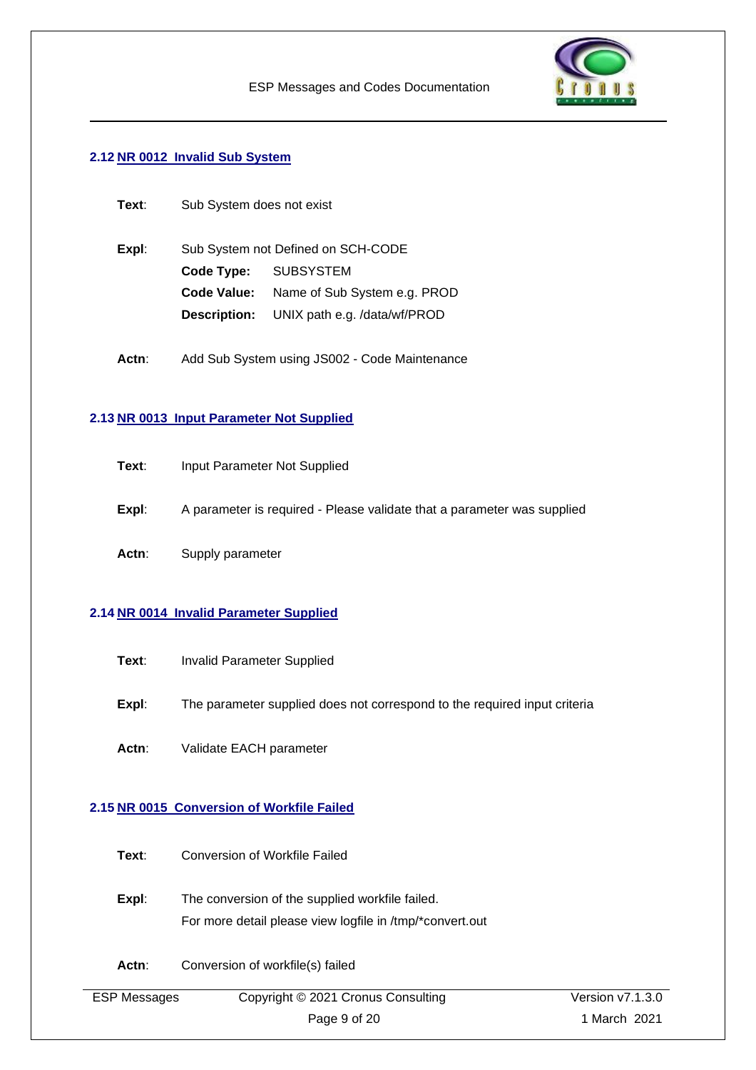## 2.12 NR 0012 Invalid Sub System

**Text**: Sub System does not exist

**Expl**: Sub System not Defined on SCH-CODE

**Code Type:** SUBSYSTEM
**Code Value:** Name of Sub System e.g. PROD
**Description:** UNIX path e.g. /data/wf/PROD

**Actn**: Add Sub System using JS002 - Code Maintenance

## 2.13 NR 0013 Input Parameter Not Supplied

**Text**: Input Parameter Not Supplied

**Expl**: A parameter is required - Please validate that a parameter was supplied

**Actn**: Supply parameter

## 2.14 NR 0014 Invalid Parameter Supplied

**Text**: Invalid Parameter Supplied

**Expl**: The parameter supplied does not correspond to the required input criteria

**Actn**: Validate EACH parameter

## 2.15 NR 0015 Conversion of Workfile Failed

**Text**: Conversion of Workfile Failed

**Expl**: The conversion of the supplied workfile failed.
For more detail please view logfile in /tmp/*convert.out

**Actn**: Conversion of workfile(s) failed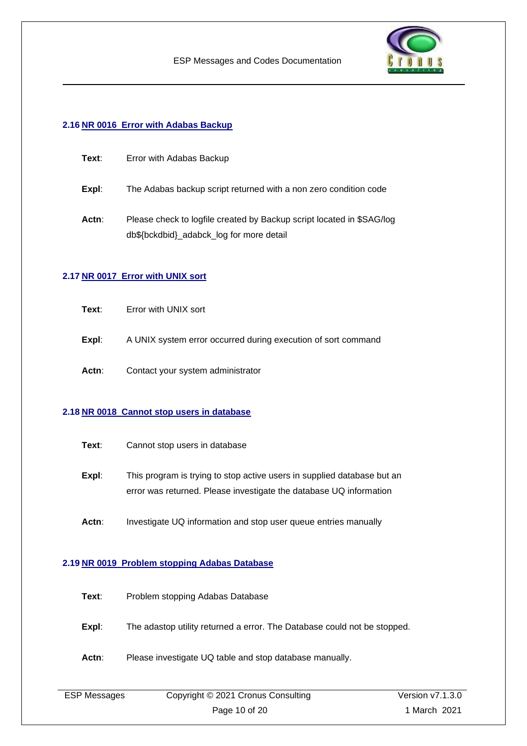### 2.16 NR 0016 Error with Adabas Backup

**Text**: Error with Adabas Backup

**Expl**: The Adabas backup script returned with a non zero condition code

**Actn**: Please check to logfile created by Backup script located in $SAG/log db${bckdbid}_adabck_log for more detail

### 2.17 NR 0017 Error with UNIX sort

**Text**: Error with UNIX sort

**Expl**: A UNIX system error occurred during execution of sort command

**Actn**: Contact your system administrator

### 2.18 NR 0018 Cannot stop users in database

**Text**: Cannot stop users in database

**Expl**: This program is trying to stop active users in supplied database but an error was returned. Please investigate the database UQ information

**Actn**: Investigate UQ information and stop user queue entries manually

### 2.19 NR 0019 Problem stopping Adabas Database

**Text**: Problem stopping Adabas Database

**Expl**: The adastop utility returned a error. The Database could not be stopped.

**Actn**: Please investigate UQ table and stop database manually.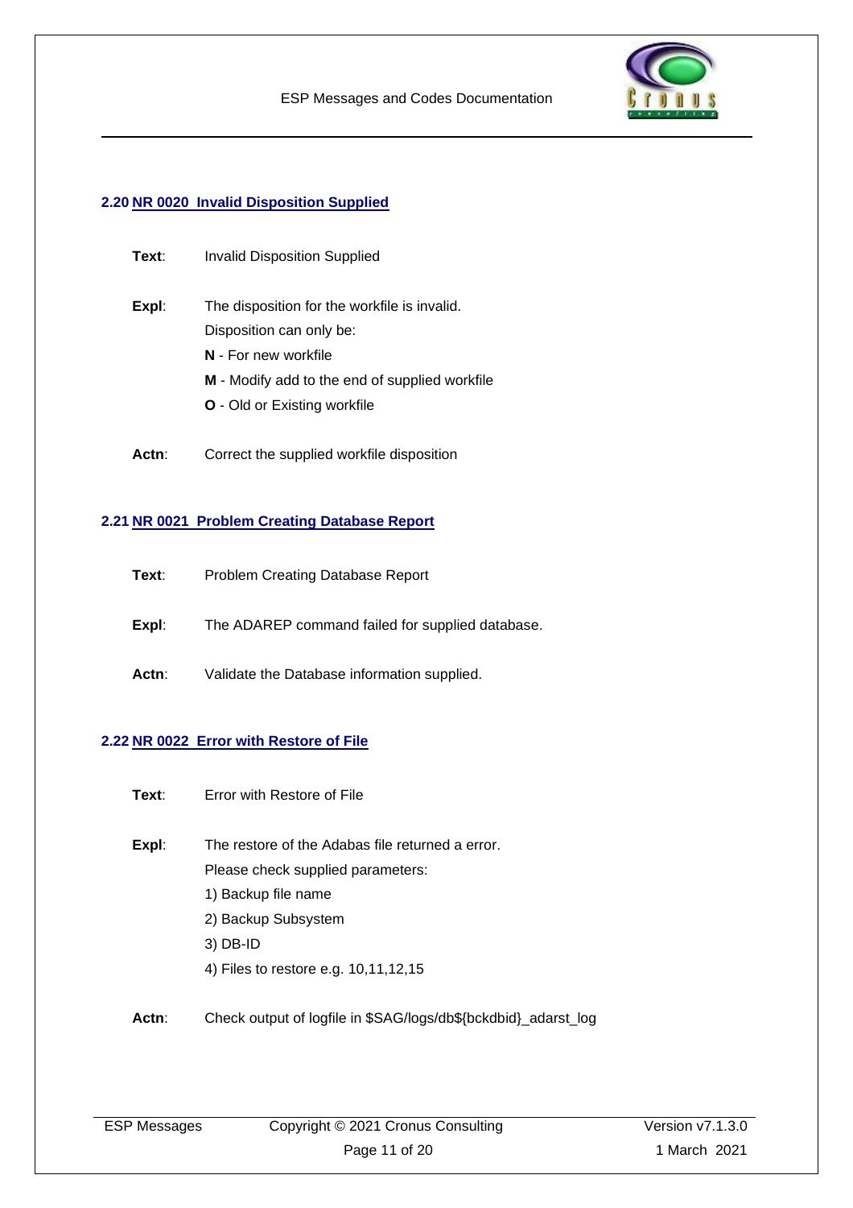## 2.20 NR 0020 Invalid Disposition Supplied

**Text**: Invalid Disposition Supplied

**Expl**: The disposition for the workfile is invalid.
Disposition can only be:
**N** - For new workfile
**M** - Modify add to the end of supplied workfile
**O** - Old or Existing workfile

**Actn**: Correct the supplied workfile disposition

## 2.21 NR 0021 Problem Creating Database Report

**Text**: Problem Creating Database Report

**Expl**: The ADAREP command failed for supplied database.

**Actn**: Validate the Database information supplied.

## 2.22 NR 0022 Error with Restore of File

**Text**: Error with Restore of File

**Expl**: The restore of the Adabas file returned a error.
Please check supplied parameters:
1) Backup file name
2) Backup Subsystem
3) DB-ID
4) Files to restore e.g. 10,11,12,15

**Actn**: Check output of logfile in $SAG/logs/db${bckdbid}_adarst_log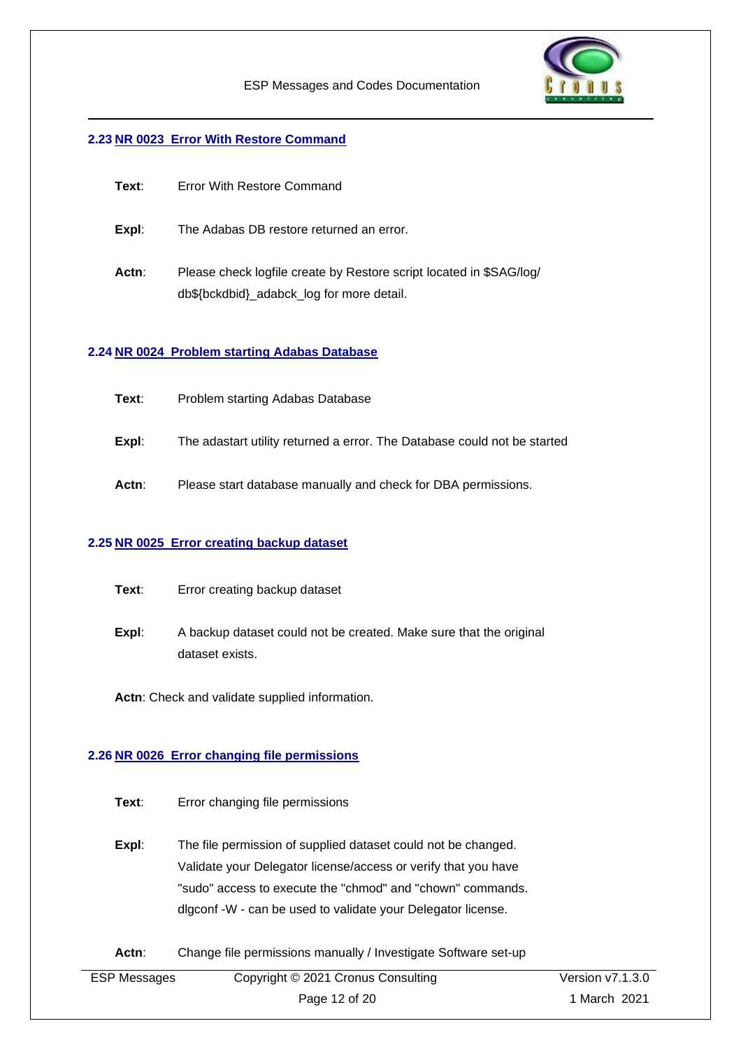## 2.23 NR 0023 Error With Restore Command

**Text**: Error With Restore Command

**Expl**: The Adabas DB restore returned an error.

**Actn**: Please check logfile create by Restore script located in $SAG/log/db${bckdbid}_adabck_log for more detail.

## 2.24 NR 0024 Problem starting Adabas Database

**Text**: Problem starting Adabas Database

**Expl**: The adastart utility returned a error. The Database could not be started

**Actn**: Please start database manually and check for DBA permissions.

## 2.25 NR 0025 Error creating backup dataset

**Text**: Error creating backup dataset

**Expl**: A backup dataset could not be created. Make sure that the original dataset exists.

**Actn**: Check and validate supplied information.

## 2.26 NR 0026 Error changing file permissions

**Text**: Error changing file permissions

**Expl**: The file permission of supplied dataset could not be changed. Validate your Delegator license/access or verify that you have "sudo" access to execute the "chmod" and "chown" commands. dlgconf -W - can be used to validate your Delegator license.

**Actn**: Change file permissions manually / Investigate Software set-up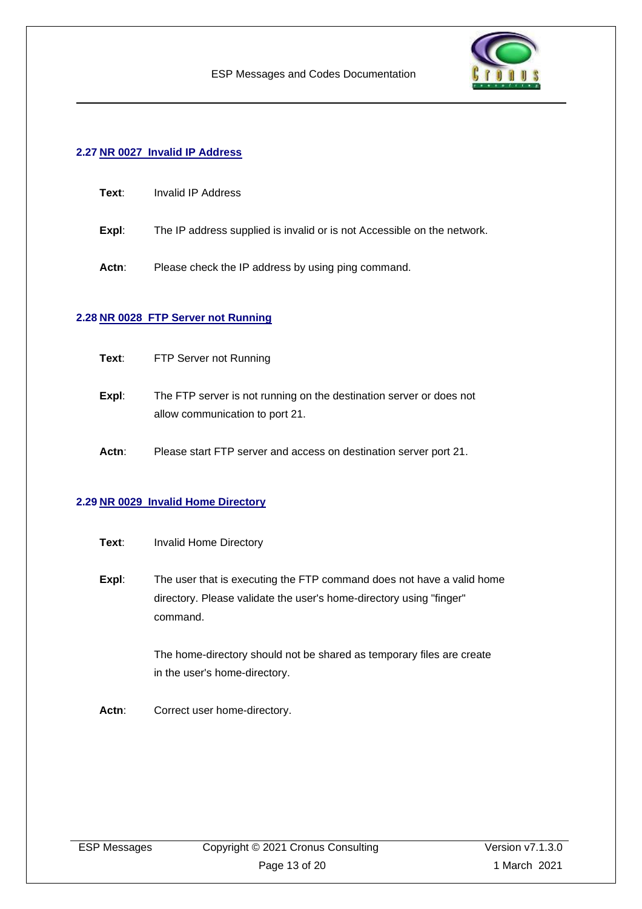## 2.27 NR 0027 Invalid IP Address

**Text**: Invalid IP Address

**Expl**: The IP address supplied is invalid or is not Accessible on the network.

**Actn**: Please check the IP address by using ping command.

## 2.28 NR 0028 FTP Server not Running

**Text**: FTP Server not Running

**Expl**: The FTP server is not running on the destination server or does not allow communication to port 21.

**Actn**: Please start FTP server and access on destination server port 21.

## 2.29 NR 0029 Invalid Home Directory

**Text**: Invalid Home Directory

**Expl**: The user that is executing the FTP command does not have a valid home directory. Please validate the user's home-directory using "finger" command.

The home-directory should not be shared as temporary files are create in the user's home-directory.

**Actn**: Correct user home-directory.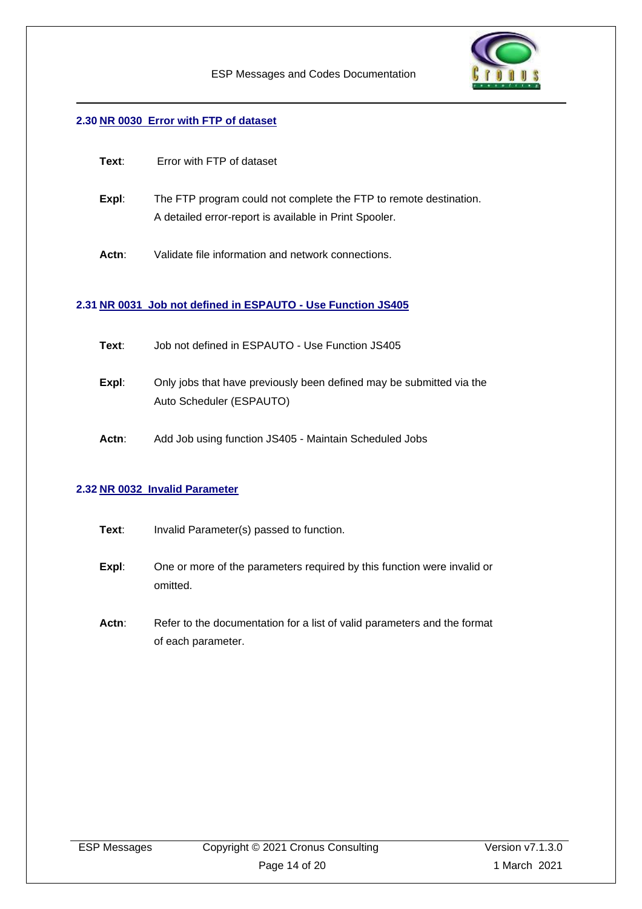### 2.30 NR 0030 Error with FTP of dataset

**Text**: Error with FTP of dataset

**Expl**: The FTP program could not complete the FTP to remote destination. A detailed error-report is available in Print Spooler.

**Actn**: Validate file information and network connections.

### 2.31 NR 0031 Job not defined in ESPAUTO - Use Function JS405

**Text**: Job not defined in ESPAUTO - Use Function JS405

**Expl**: Only jobs that have previously been defined may be submitted via the Auto Scheduler (ESPAUTO)

**Actn**: Add Job using function JS405 - Maintain Scheduled Jobs

### 2.32 NR 0032 Invalid Parameter

**Text**: Invalid Parameter(s) passed to function.

**Expl**: One or more of the parameters required by this function were invalid or omitted.

**Actn**: Refer to the documentation for a list of valid parameters and the format of each parameter.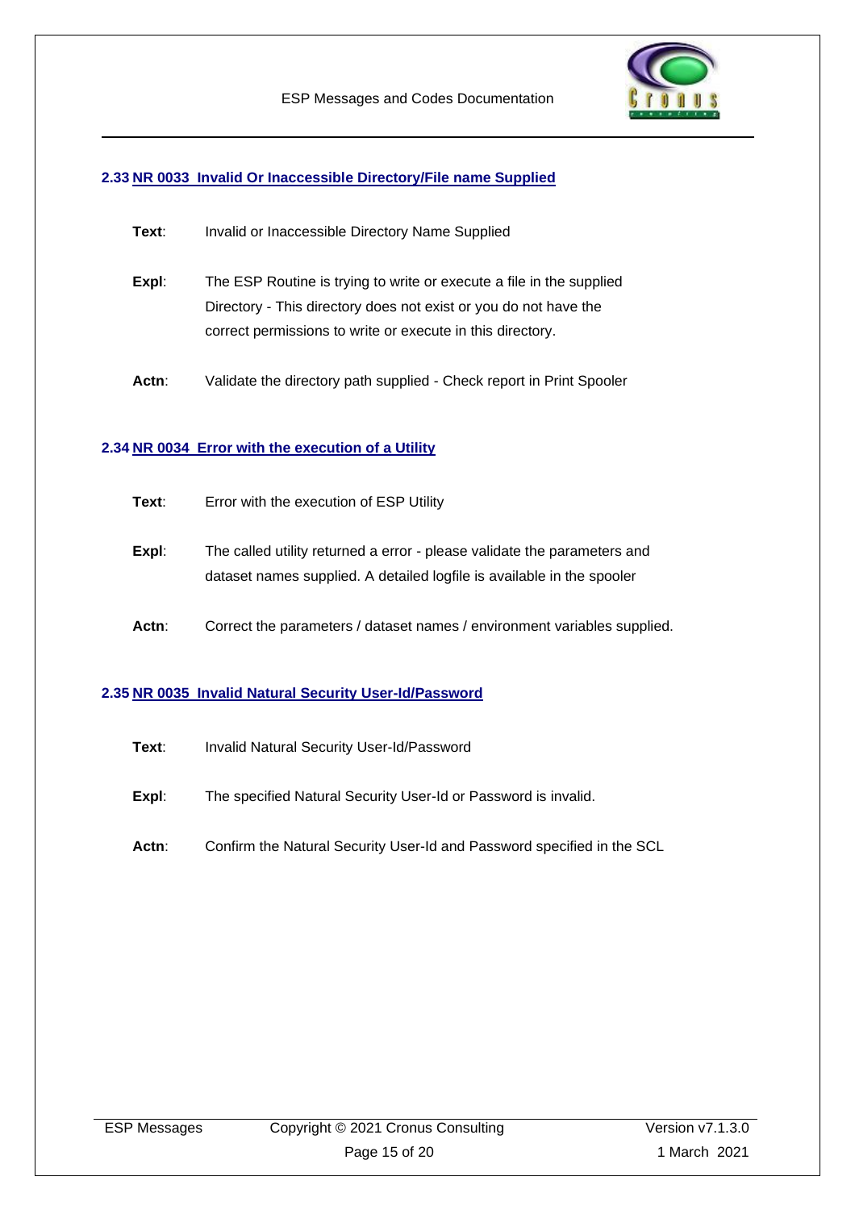## 2.33 NR 0033 Invalid Or Inaccessible Directory/File name Supplied

**Text**: Invalid or Inaccessible Directory Name Supplied

**Expl**: The ESP Routine is trying to write or execute a file in the supplied Directory - This directory does not exist or you do not have the correct permissions to write or execute in this directory.

**Actn**: Validate the directory path supplied - Check report in Print Spooler

## 2.34 NR 0034 Error with the execution of a Utility

**Text**: Error with the execution of ESP Utility

**Expl**: The called utility returned a error - please validate the parameters and dataset names supplied. A detailed logfile is available in the spooler

**Actn**: Correct the parameters / dataset names / environment variables supplied.

## 2.35 NR 0035 Invalid Natural Security User-Id/Password

**Text**: Invalid Natural Security User-Id/Password

**Expl**: The specified Natural Security User-Id or Password is invalid.

**Actn**: Confirm the Natural Security User-Id and Password specified in the SCL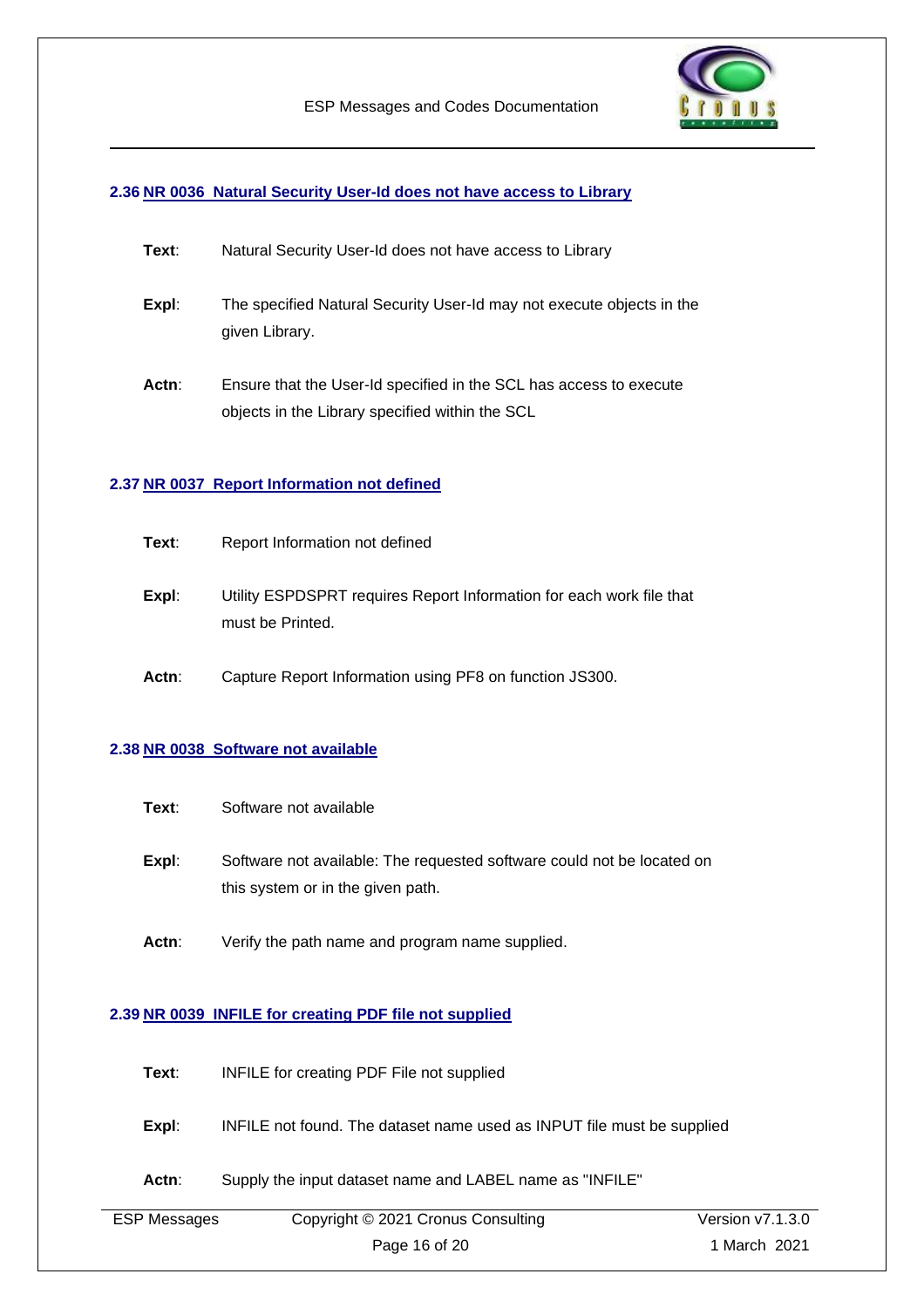## 2.36 NR 0036 Natural Security User-Id does not have access to Library

**Text**: Natural Security User-Id does not have access to Library

**Expl**: The specified Natural Security User-Id may not execute objects in the given Library.

**Actn**: Ensure that the User-Id specified in the SCL has access to execute objects in the Library specified within the SCL

## 2.37 NR 0037 Report Information not defined

**Text**: Report Information not defined

**Expl**: Utility ESPDSPRT requires Report Information for each work file that must be Printed.

**Actn**: Capture Report Information using PF8 on function JS300.

## 2.38 NR 0038 Software not available

**Text**: Software not available

**Expl**: Software not available: The requested software could not be located on this system or in the given path.

**Actn**: Verify the path name and program name supplied.

## 2.39 NR 0039 INFILE for creating PDF file not supplied

**Text**: INFILE for creating PDF File not supplied

**Expl**: INFILE not found. The dataset name used as INPUT file must be supplied

**Actn**: Supply the input dataset name and LABEL name as "INFILE"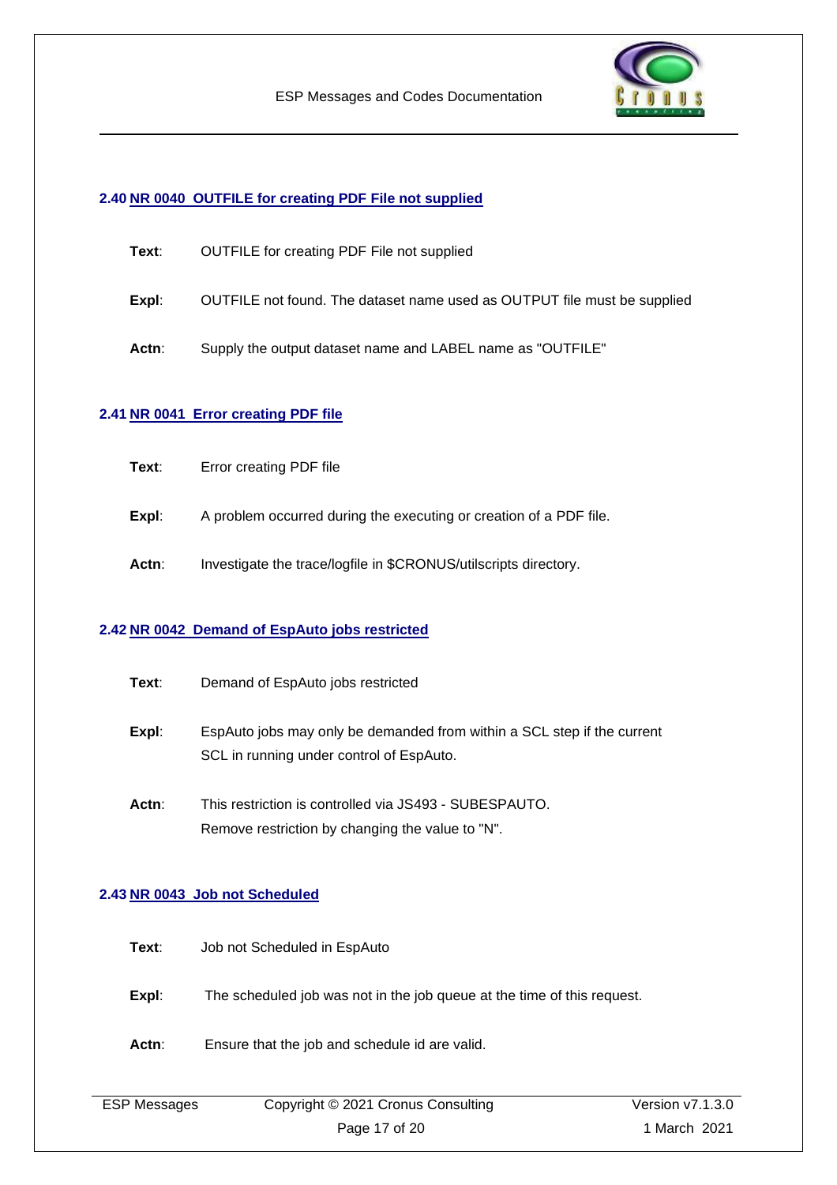## 2.40 NR 0040  OUTFILE for creating PDF File not supplied

**Text**: OUTFILE for creating PDF File not supplied

**Expl**: OUTFILE not found. The dataset name used as OUTPUT file must be supplied

**Actn**: Supply the output dataset name and LABEL name as "OUTFILE"

## 2.41 NR 0041  Error creating PDF file

**Text**: Error creating PDF file

**Expl**: A problem occurred during the executing or creation of a PDF file.

**Actn**: Investigate the trace/logfile in $CRONUS/utilscripts directory.

## 2.42 NR 0042  Demand of EspAuto jobs restricted

**Text**: Demand of EspAuto jobs restricted

**Expl**: EspAuto jobs may only be demanded from within a SCL step if the current SCL in running under control of EspAuto.

**Actn**: This restriction is controlled via JS493 - SUBESPAUTO.
Remove restriction by changing the value to "N".

## 2.43 NR 0043  Job not Scheduled

**Text**: Job not Scheduled in EspAuto

**Expl**: The scheduled job was not in the job queue at the time of this request.

**Actn**: Ensure that the job and schedule id are valid.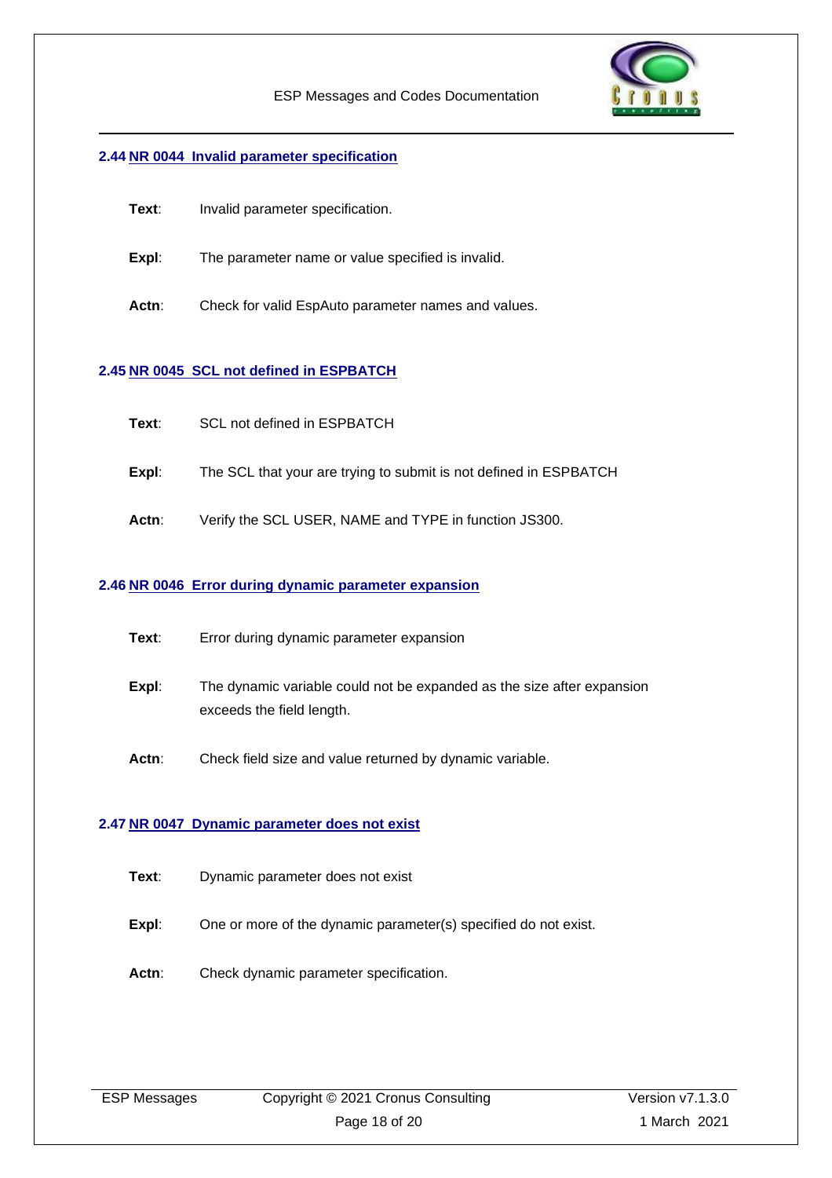### 2.44 NR 0044 Invalid parameter specification

**Text**: Invalid parameter specification.

**Expl**: The parameter name or value specified is invalid.

**Actn**: Check for valid EspAuto parameter names and values.

### 2.45 NR 0045 SCL not defined in ESPBATCH

**Text**: SCL not defined in ESPBATCH

**Expl**: The SCL that your are trying to submit is not defined in ESPBATCH

**Actn**: Verify the SCL USER, NAME and TYPE in function JS300.

### 2.46 NR 0046 Error during dynamic parameter expansion

**Text**: Error during dynamic parameter expansion

**Expl**: The dynamic variable could not be expanded as the size after expansion exceeds the field length.

**Actn**: Check field size and value returned by dynamic variable.

### 2.47 NR 0047 Dynamic parameter does not exist

**Text**: Dynamic parameter does not exist

**Expl**: One or more of the dynamic parameter(s) specified do not exist.

**Actn**: Check dynamic parameter specification.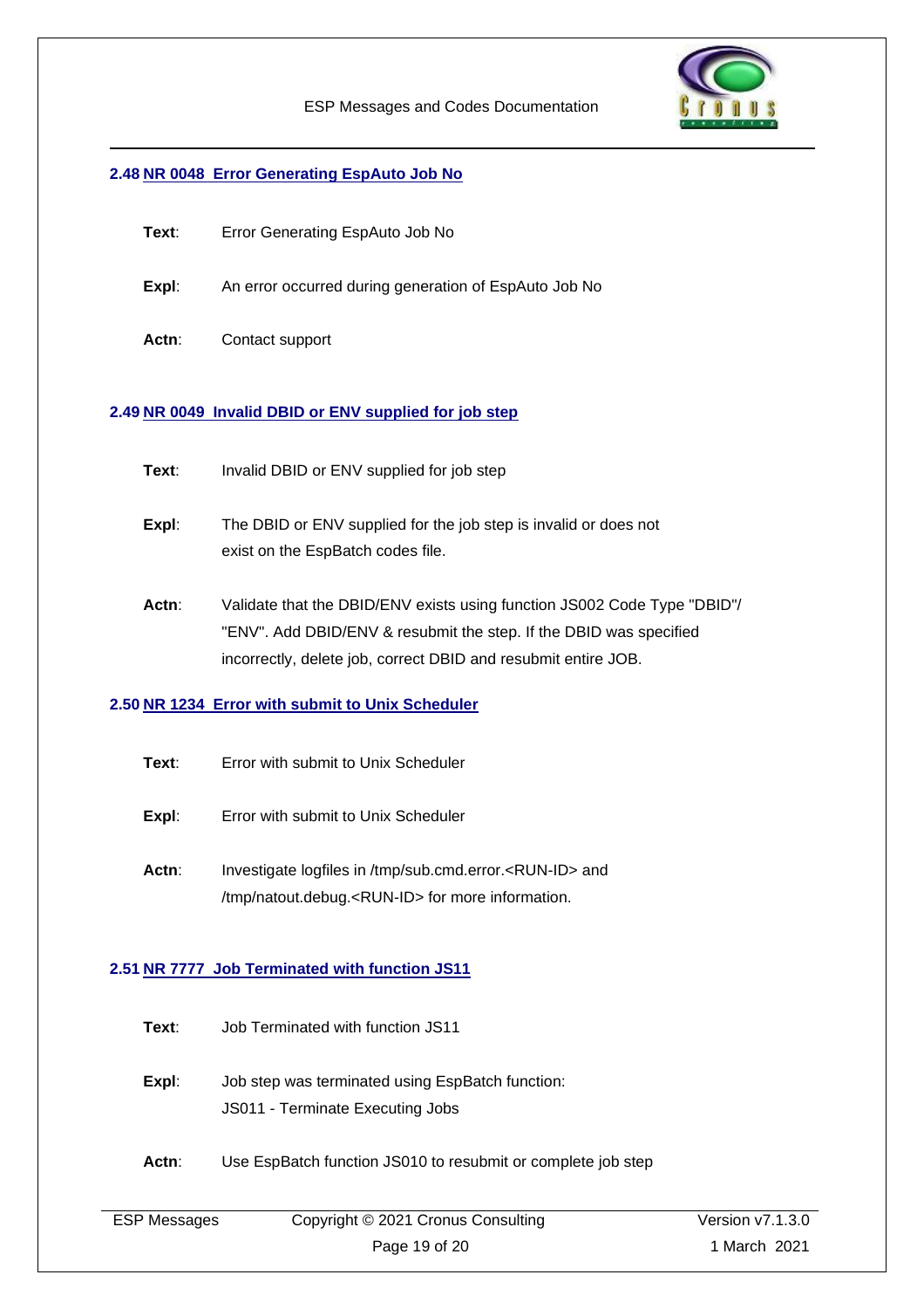## 2.48 NR 0048 Error Generating EspAuto Job No

**Text**: Error Generating EspAuto Job No

**Expl**: An error occurred during generation of EspAuto Job No

**Actn**: Contact support

## 2.49 NR 0049 Invalid DBID or ENV supplied for job step

**Text**: Invalid DBID or ENV supplied for job step

**Expl**: The DBID or ENV supplied for the job step is invalid or does not exist on the EspBatch codes file.

**Actn**: Validate that the DBID/ENV exists using function JS002 Code Type "DBID"/ "ENV". Add DBID/ENV & resubmit the step. If the DBID was specified incorrectly, delete job, correct DBID and resubmit entire JOB.

## 2.50 NR 1234 Error with submit to Unix Scheduler

**Text**: Error with submit to Unix Scheduler

**Expl**: Error with submit to Unix Scheduler

**Actn**: Investigate logfiles in /tmp/sub.cmd.error.<RUN-ID> and /tmp/natout.debug.<RUN-ID> for more information.

## 2.51 NR 7777 Job Terminated with function JS11

**Text**: Job Terminated with function JS11

**Expl**: Job step was terminated using EspBatch function: JS011 - Terminate Executing Jobs

**Actn**: Use EspBatch function JS010 to resubmit or complete job step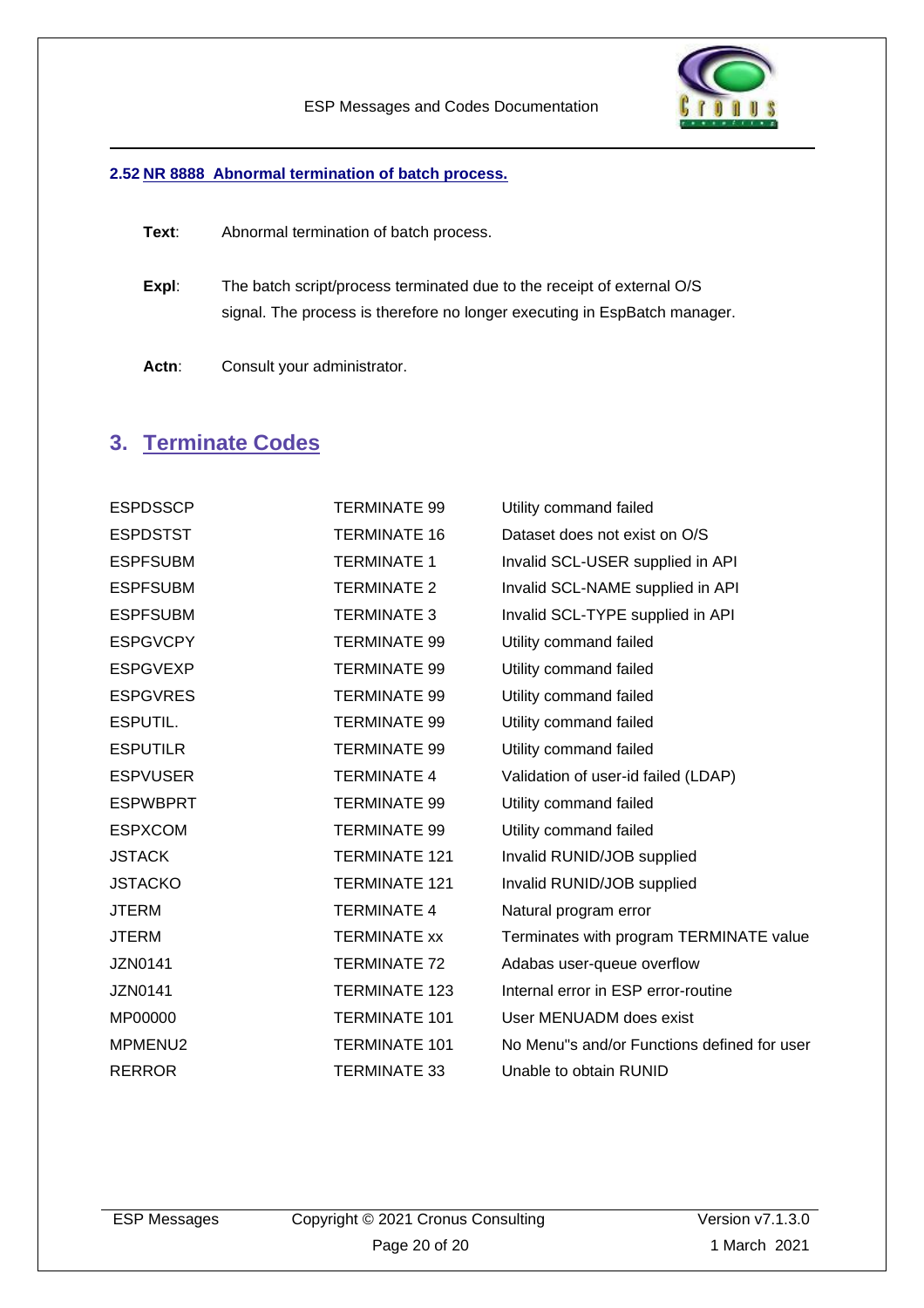### 2.52 NR 8888 Abnormal termination of batch process.

**Text**: Abnormal termination of batch process.

**Expl**: The batch script/process terminated due to the receipt of external O/S signal. The process is therefore no longer executing in EspBatch manager.

**Actn**: Consult your administrator.

## 3. Terminate Codes

| | | |
|---|---|---|
| ESPDSSCP | TERMINATE 99 | Utility command failed |
| ESPDSTST | TERMINATE 16 | Dataset does not exist on O/S |
| ESPFSUBM | TERMINATE 1 | Invalid SCL-USER supplied in API |
| ESPFSUBM | TERMINATE 2 | Invalid SCL-NAME supplied in API |
| ESPFSUBM | TERMINATE 3 | Invalid SCL-TYPE supplied in API |
| ESPGVCPY | TERMINATE 99 | Utility command failed |
| ESPGVEXP | TERMINATE 99 | Utility command failed |
| ESPGVRES | TERMINATE 99 | Utility command failed |
| ESPUTIL. | TERMINATE 99 | Utility command failed |
| ESPUTILR | TERMINATE 99 | Utility command failed |
| ESPVUSER | TERMINATE 4 | Validation of user-id failed (LDAP) |
| ESPWBPRT | TERMINATE 99 | Utility command failed |
| ESPXCOM | TERMINATE 99 | Utility command failed |
| JSTACK | TERMINATE 121 | Invalid RUNID/JOB supplied |
| JSTACKO | TERMINATE 121 | Invalid RUNID/JOB supplied |
| JTERM | TERMINATE 4 | Natural program error |
| JTERM | TERMINATE xx | Terminates with program TERMINATE value |
| JZN0141 | TERMINATE 72 | Adabas user-queue overflow |
| JZN0141 | TERMINATE 123 | Internal error in ESP error-routine |
| MP00000 | TERMINATE 101 | User MENUADM does exist |
| MPMENU2 | TERMINATE 101 | No Menu"s and/or Functions defined for user |
| RERROR | TERMINATE 33 | Unable to obtain RUNID |